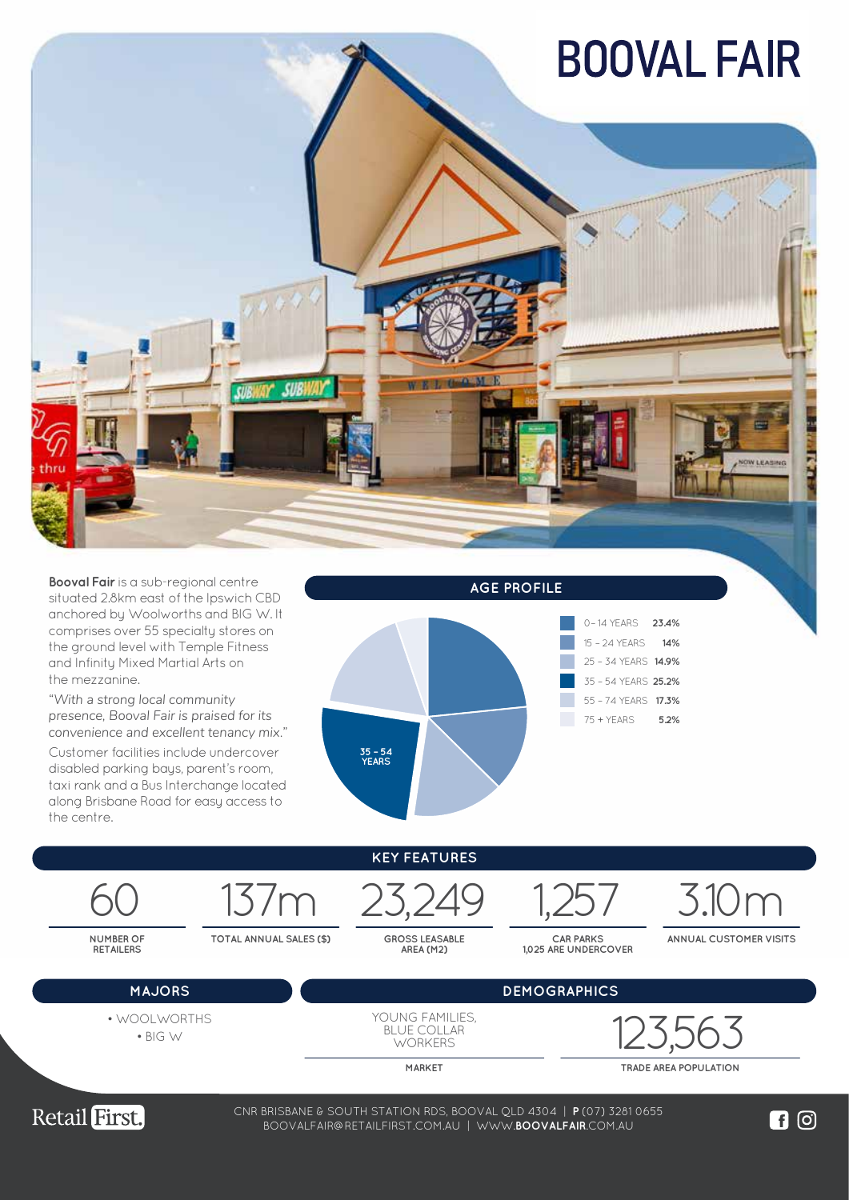# BOOVAL FAIR

**Booval Fair** is a sub-regional centre situated 2.8km east of the Ipswich CBD anchored by Woolworths and BIG W. It comprises over 55 specialty stores on the ground level with Temple Fitness and Infinity Mixed Martial Arts on the mezzanine.

*"With a strong local community presence, Booval Fair is praised for its convenience and excellent tenancy mix."*

Customer facilities include undercover disabled parking bays, parent's room, taxi rank and a Bus Interchange located along Brisbane Road for easy access to the centre.

## AGE PROFILE

| Age | % |
|---|---|
| 0 – 14 YEARS | 23.4% |
| 15 – 24 YEARS | 14% |
| 25 – 34 YEARS | 14.9% |
| 35 – 54 YEARS | 25.2% |
| 55 – 74 YEARS | 17.3% |
| 75 + YEARS | 5.2% |

## KEY FEATURES

| 60 | 137m | 23,249 | 1,257 | 3.10m |
|---|---|---|---|---|
| NUMBER OF RETAILERS | TOTAL ANNUAL SALES ($) | GROSS LEASABLE AREA (M2) | CAR PARKS 1,025 ARE UNDERCOVER | ANNUAL CUSTOMER VISITS |

## MAJORS

- WOOLWORTHS
- BIG W

## DEMOGRAPHICS

| YOUNG FAMILIES, BLUE COLLAR WORKERS | 123,563 |
|---|---|
| MARKET | TRADE AREA POPULATION |

Retail First.

CNR BRISBANE & SOUTH STATION RDS, BOOVAL QLD 4304 | **P** (07) 3281 0655
BOOVALFAIR@RETAILFIRST.COM.AU | WWW.**BOOVALFAIR**.COM.AU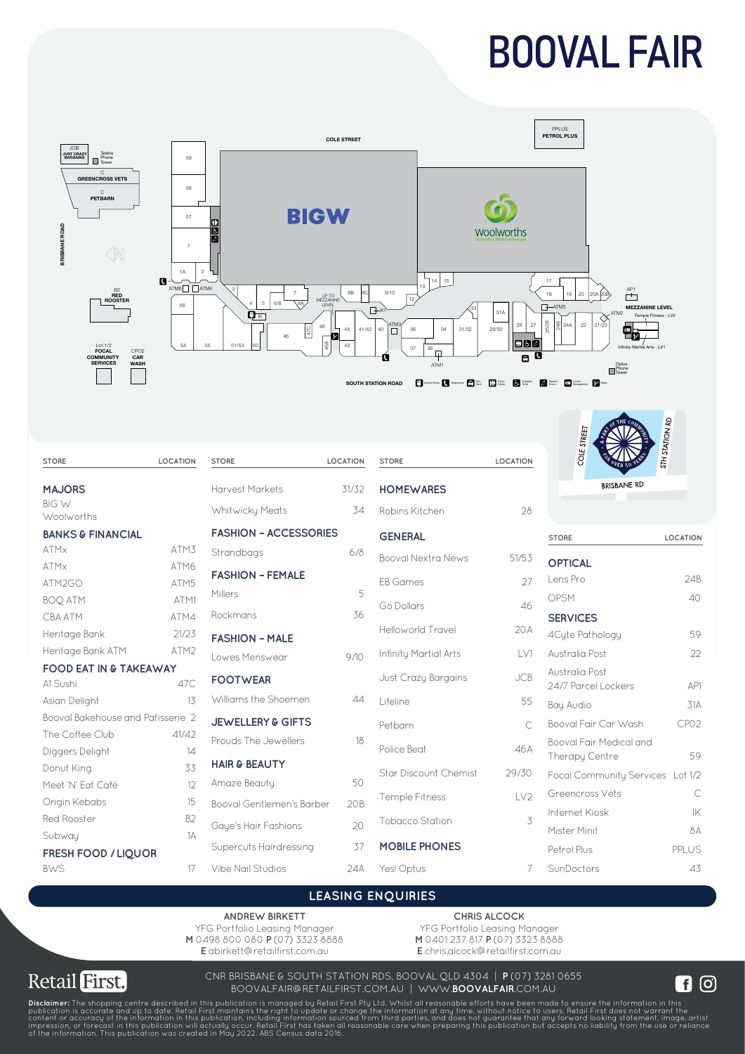# BOOVAL FAIR

COLE STREET

SOUTH STATION ROAD

BRISBANE ROAD

| STORE | LOCATION |
|---|---|
| **MAJORS** | |
| BIG W | |
| Woolworths | |
| **BANKS & FINANCIAL** | |
| ATMx | ATM3 |
| ATMx | ATM6 |
| ATM2GO | ATM5 |
| BOQ ATM | ATM1 |
| CBA ATM | ATM4 |
| Heritage Bank | 21/23 |
| Heritage Bank ATM | ATM2 |
| **FOOD EAT IN & TAKEAWAY** | |
| A1 Sushi | 47C |
| Asian Delight | 13 |
| Booval Bakehouse and Patisserie | 2 |
| The Coffee Club | 41/42 |
| Diggers Delight | 14 |
| Donut King | 33 |
| Meet 'N' Eat Café | 12 |
| Origin Kebabs | 15 |
| Red Rooster | B2 |
| Subway | 1A |
| **FRESH FOOD / LIQUOR** | |
| BWS | 17 |
| Harvest Markets | 31/32 |
| Whitwicky Meats | 34 |
| **FASHION - ACCESSORIES** | |
| Strandbags | 6/8 |
| **FASHION - FEMALE** | |
| Millers | 5 |
| Rockmans | 36 |
| **FASHION - MALE** | |
| Lowes Menswear | 9/10 |
| **FOOTWEAR** | |
| Williams the Shoemen | 44 |
| **JEWELLERY & GIFTS** | |
| Prouds The Jewellers | 18 |
| **HAIR & BEAUTY** | |
| Amaze Beauty | 50 |
| Booval Gentlemen's Barber | 20B |
| Gaye's Hair Fashions | 20 |
| Supercuts Hairdressing | 37 |
| Vibe Nail Studios | 24A |
| **HOMEWARES** | |
| Robins Kitchen | 28 |
| **GENERAL** | |
| Booval Nextra News | 51/53 |
| EB Games | 27 |
| Go Dollars | 46 |
| Helloworld Travel | 20A |
| Infinity Martial Arts | LV1 |
| Just Crazy Bargains | JCB |
| Lifeline | 55 |
| Petbarn | C |
| Police Beat | 46A |
| Star Discount Chemist | 29/30 |
| Temple Fitness | LV2 |
| Tobacco Station | 3 |
| **MOBILE PHONES** | |
| Yes! Optus | 7 |
| **OPTICAL** | |
| Lens Pro | 24B |
| OPSM | 40 |
| **SERVICES** | |
| 4Cyte Pathology | 59 |
| Australia Post | 22 |
| Australia Post 24/7 Parcel Lockers | AP1 |
| Bay Audio | 31A |
| Booval Fair Car Wash | CP02 |
| Booval Fair Medical and Therapy Centre | 59 |
| Focal Community Services | Lot 1/2 |
| Greencross Vets | C |
| Internet Kiosk | IK |
| Mister Minit | 8A |
| Petrol Plus | PPLUS |
| SunDoctors | 43 |

## LEASING ENQUIRIES

**ANDREW BIRKETT**
YFG Portfolio Leasing Manager
**M** 0498 800 080 **P** (07) 3323 8888
**E** abirkett@retailfirst.com.au

**CHRIS ALCOCK**
YFG Portfolio Leasing Manager
**M** 0401 237 817 **P** (07) 3323 8888
**E** chris.alcock@retailfirst.com.au

Retail First.

CNR BRISBANE & SOUTH STATION RDS, BOOVAL QLD 4304 | **P** (07) 3281 0655
BOOVALFAIR@RETAILFIRST.COM.AU | WWW.**BOOVALFAIR**.COM.AU

**Disclaimer:** The shopping centre described in this publication is managed by Retail First Pty Ltd. Whilst all reasonable efforts have been made to ensure the information in this publication is accurate and up to date, Retail First maintains the right to update or change the information at any time, without notice to users. Retail First does not warrant the content or accuracy of the information in this publication, including information sourced from third parties, and does not guarantee that any forward looking statement, image, artist impression, or forecast in this publication will actually occur. Retail First has taken all reasonable care when preparing this publication but accepts no liability from the use or reliance of the information. This publication was created in May 2022. ABS Census data 2016.